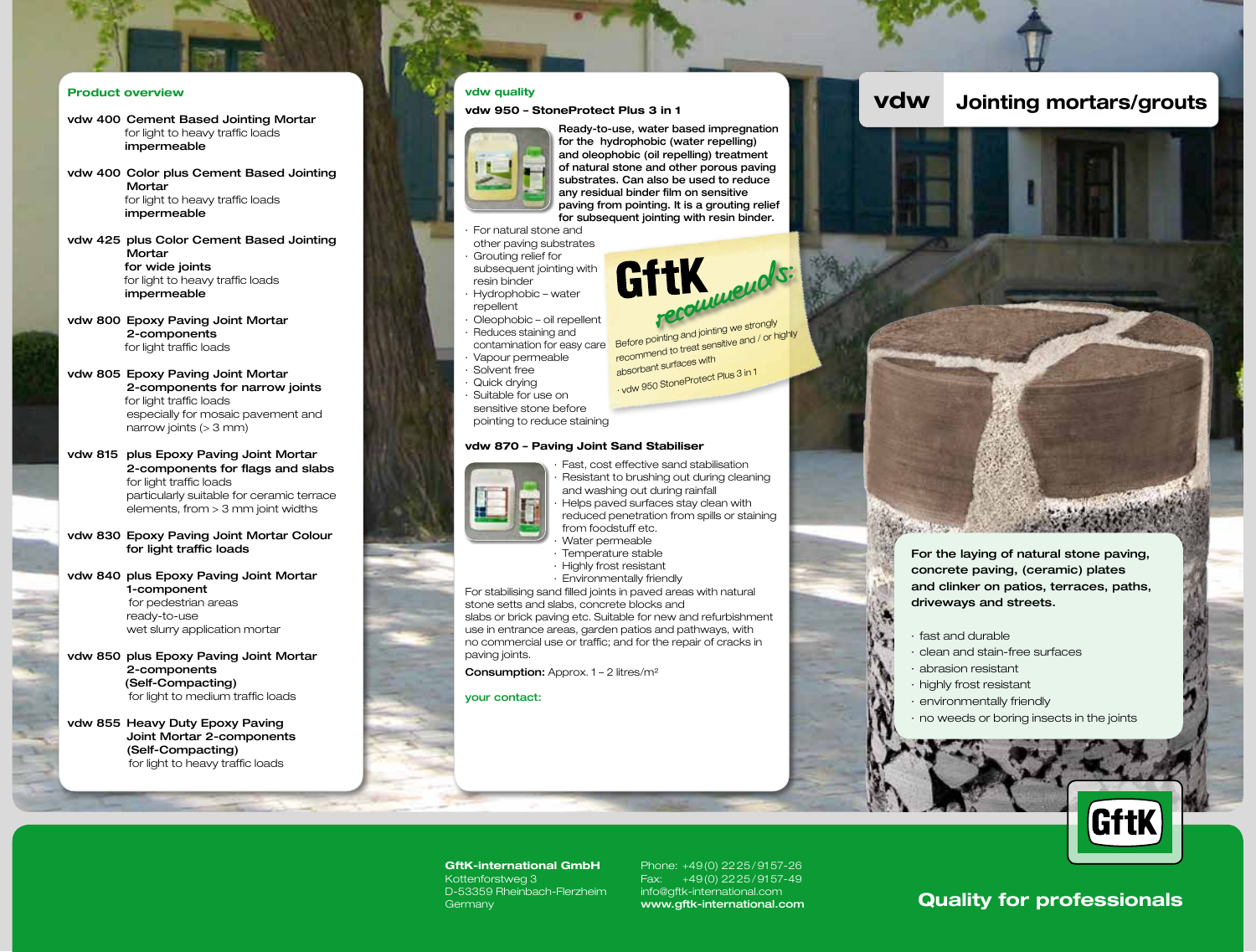# vdw Jointing mortars/grouts

## Product overview

**vdw 400 Cement Based Jointing Mortar**
for light to heavy traffic loads
**impermeable**

**vdw 400 Color plus Cement Based Jointing Mortar**
for light to heavy traffic loads
**impermeable**

**vdw 425 plus Color Cement Based Jointing Mortar for wide joints**
for light to heavy traffic loads
**impermeable**

**vdw 800 Epoxy Paving Joint Mortar 2-components**
for light traffic loads

**vdw 805 Epoxy Paving Joint Mortar 2-components for narrow joints**
for light traffic loads
especially for mosaic pavement and narrow joints (> 3 mm)

**vdw 815 plus Epoxy Paving Joint Mortar 2-components for flags and slabs**
for light traffic loads
particularly suitable for ceramic terrace elements, from > 3 mm joint widths

**vdw 830 Epoxy Paving Joint Mortar Colour for light traffic loads**

**vdw 840 plus Epoxy Paving Joint Mortar 1-component**
for pedestrian areas
ready-to-use
wet slurry application mortar

**vdw 850 plus Epoxy Paving Joint Mortar 2-components (Self-Compacting)**
for light to medium traffic loads

**vdw 855 Heavy Duty Epoxy Paving Joint Mortar 2-components (Self-Compacting)**
for light to heavy traffic loads

## vdw quality

### vdw 950 – StoneProtect Plus 3 in 1

**Ready-to-use, water based impregnation for the hydrophobic (water repelling) and oleophobic (oil repelling) treatment of natural stone and other porous paving substrates. Can also be used to reduce any residual binder film on sensitive paving from pointing. It is a grouting relief for subsequent jointing with resin binder.**

- For natural stone and other paving substrates
- Grouting relief for subsequent jointing with resin binder
- Hydrophobic – water repellent
- Oleophobic – oil repellent
- Reduces staining and contamination for easy care
- Vapour permeable
- Solvent free
- Quick drying
- Suitable for use on sensitive stone before pointing to reduce staining

**GftK recommends:**
Before pointing and jointing we strongly recommend to treat sensitive and / or highly absorbant surfaces with
- vdw 950 StoneProtect Plus 3 in 1

### vdw 870 – Paving Joint Sand Stabiliser

- Fast, cost effective sand stabilisation
- Resistant to brushing out during cleaning and washing out during rainfall
- Helps paved surfaces stay clean with reduced penetration from spills or staining from foodstuff etc.
- Water permeable
- Temperature stable
- Highly frost resistant
- Environmentally friendly

For stabilising sand filled joints in paved areas with natural stone setts and slabs, concrete blocks and slabs or brick paving etc. Suitable for new and refurbishment use in entrance areas, garden patios and pathways, with no commercial use or traffic; and for the repair of cracks in paving joints.

**Consumption:** Approx. 1 – 2 litres/m²

**your contact:**

**For the laying of natural stone paving, concrete paving, (ceramic) plates and clinker on patios, terraces, paths, driveways and streets.**

- fast and durable
- clean and stain-free surfaces
- abrasion resistant
- highly frost resistant
- environmentally friendly
- no weeds or boring insects in the joints

**GftK-international GmbH**
Kottenforstweg 3
D-53359 Rheinbach-Flerzheim
Germany

Phone: +49 (0) 22 25 / 91 57-26
Fax: +49 (0) 22 25 / 91 57-49
info@gftk-international.com
**www.gftk-international.com**

**Quality for professionals**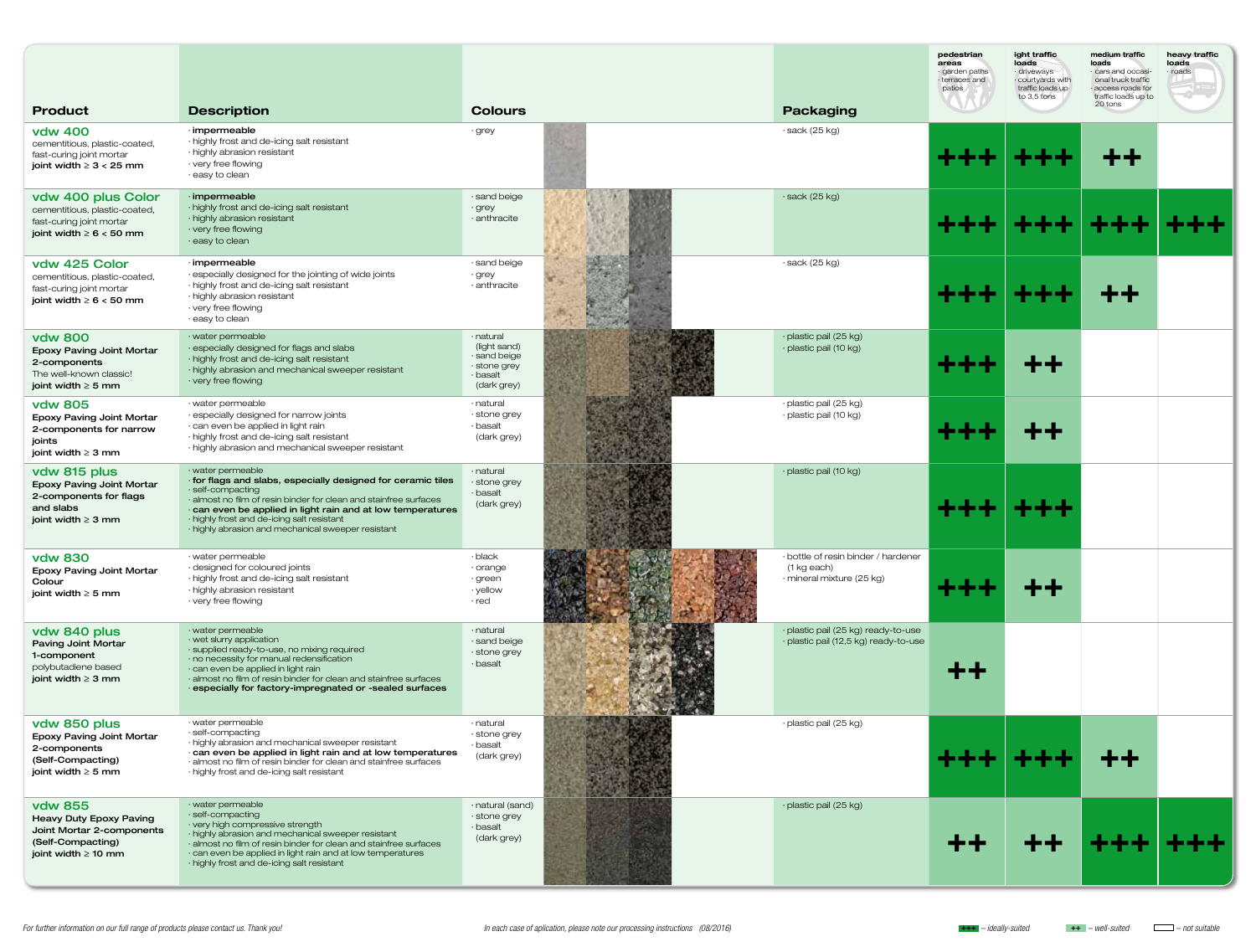| Product | Description | Colours | Packaging | pedestrian areas · garden paths · terraces and patios | light traffic loads · driveways · courtyards with traffic loads up to 3,5 tons | medium traffic loads · cars and occasional truck traffic · access roads for traffic loads up to 20 tons | heavy traffic loads · roads |
|---|---|---|---|---|---|---|---|
| **vdw 400** cementitious, plastic-coated, fast-curing joint mortar **joint width ≥ 3 < 25 mm** | · **impermeable** · highly frost and de-icing salt resistant · highly abrasion resistant · very free flowing · easy to clean | · grey | · sack (25 kg) | +++ | +++ | ++ | |
| **vdw 400 plus Color** cementitious, plastic-coated, fast-curing joint mortar **joint width ≥ 6 < 50 mm** | · **impermeable** · highly frost and de-icing salt resistant · highly abrasion resistant · very free flowing · easy to clean | · sand beige · grey · anthracite | · sack (25 kg) | +++ | +++ | +++ | +++ |
| **vdw 425 Color** cementitious, plastic-coated, fast-curing joint mortar **joint width ≥ 6 < 50 mm** | · **impermeable** · especially designed for the jointing of wide joints · highly frost and de-icing salt resistant · highly abrasion resistant · very free flowing · easy to clean | · sand beige · grey · anthracite | · sack (25 kg) | +++ | +++ | ++ | |
| **vdw 800** **Epoxy Paving Joint Mortar 2-components** The well-known classic! **joint width ≥ 5 mm** | · water permeable · especially designed for flags and slabs · highly frost and de-icing salt resistant · highly abrasion and mechanical sweeper resistant · very free flowing | · natural (light sand) · sand beige · stone grey · basalt (dark grey) | · plastic pail (25 kg) · plastic pail (10 kg) | +++ | ++ | | |
| **vdw 805** **Epoxy Paving Joint Mortar 2-components for narrow joints** **joint width ≥ 3 mm** | · water permeable · especially designed for narrow joints · can even be applied in light rain · highly frost and de-icing salt resistant · highly abrasion and mechanical sweeper resistant | · natural · stone grey · basalt (dark grey) | · plastic pail (25 kg) · plastic pail (10 kg) | +++ | ++ | | |
| **vdw 815 plus** **Epoxy Paving Joint Mortar 2-components for flags and slabs** **joint width ≥ 3 mm** | · water permeable · **for flags and slabs, especially designed for ceramic tiles** · self-compacting · almost no film of resin binder for clean and stainfree surfaces · **can even be applied in light rain and at low temperatures** · highly frost and de-icing salt resistant · highly abrasion and mechanical sweeper resistant | · natural · stone grey · basalt (dark grey) | · plastic pail (10 kg) | +++ | +++ | | |
| **vdw 830** **Epoxy Paving Joint Mortar Colour** **joint width ≥ 5 mm** | · water permeable · designed for coloured joints · highly frost and de-icing salt resistant · highly abrasion resistant · very free flowing | · black · orange · green · yellow · red | · bottle of resin binder / hardener (1 kg each) · mineral mixture (25 kg) | +++ | ++ | | |
| **vdw 840 plus** **Paving Joint Mortar 1-component** polybutadiene based **joint width ≥ 3 mm** | · water permeable · wet slurry application · supplied ready-to-use, no mixing required · no necessity for manual redensification · can even be applied in light rain · almost no film of resin binder for clean and stainfree surfaces · **especially for factory-impregnated or -sealed surfaces** | · natural · sand beige · stone grey · basalt | · plastic pail (25 kg) ready-to-use · plastic pail (12,5 kg) ready-to-use | ++ | | | |
| **vdw 850 plus** **Epoxy Paving Joint Mortar 2-components (Self-Compacting)** **joint width ≥ 5 mm** | · water permeable · self-compacting · highly abrasion and mechanical sweeper resistant · **can even be applied in light rain and at low temperatures** · almost no film of resin binder for clean and stainfree surfaces · highly frost and de-icing salt resistant | · natural · stone grey · basalt (dark grey) | · plastic pail (25 kg) | +++ | +++ | ++ | |
| **vdw 855** **Heavy Duty Epoxy Paving Joint Mortar 2-components (Self-Compacting)** **joint width ≥ 10 mm** | · water permeable · self-compacting · very high compressive strength · highly abrasion and mechanical sweeper resistant · almost no film of resin binder for clean and stainfree surfaces · can even be applied in light rain and at low temperatures · highly frost and de-icing salt resistant | · natural (sand) · stone grey · basalt (dark grey) | · plastic pail (25 kg) | ++ | ++ | +++ | +++ |

*For further information on our full range of products please contact us. Thank you!*

*In each case of aplication, please note our processing instructions (08/2016)*

*+++ – ideally-suited* *++ – well-suited* *– not suitable*